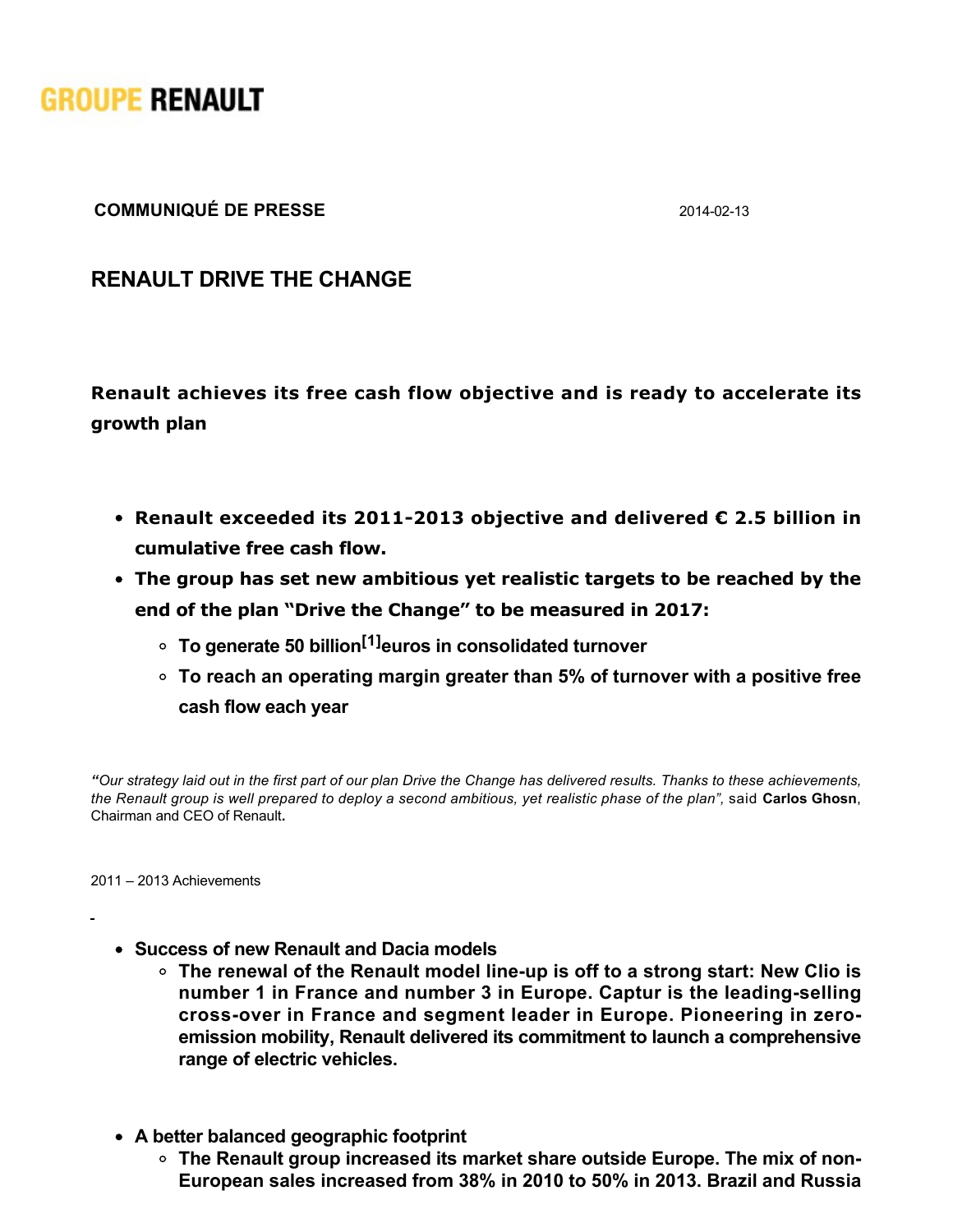GROUPE RENAULT

**COMMUNIQUÉ DE PRESSE** 2014-02-13

## RENAULT DRIVE THE CHANGE

**Renault achieves its free cash flow objective and is ready to accelerate its growth plan**

- **Renault exceeded its 2011-2013 objective and delivered € 2.5 billion in cumulative free cash flow.**
- **The group has set new ambitious yet realistic targets to be reached by the end of the plan "Drive the Change" to be measured in 2017:**
  - **To generate 50 billion[1] euros in consolidated turnover**
  - **To reach an operating margin greater than 5% of turnover with a positive free cash flow each year**

*"Our strategy laid out in the first part of our plan Drive the Change has delivered results. Thanks to these achievements, the Renault group is well prepared to deploy a second ambitious, yet realistic phase of the plan",* said **Carlos Ghosn**, Chairman and CEO of Renault**.**

2011 – 2013 Achievements

- **Success of new Renault and Dacia models**
  - **The renewal of the Renault model line-up is off to a strong start: New Clio is number 1 in France and number 3 in Europe. Captur is the leading-selling cross-over in France and segment leader in Europe. Pioneering in zero-emission mobility, Renault delivered its commitment to launch a comprehensive range of electric vehicles.**

- **A better balanced geographic footprint**
  - **The Renault group increased its market share outside Europe. The mix of non-European sales increased from 38% in 2010 to 50% in 2013. Brazil and Russia**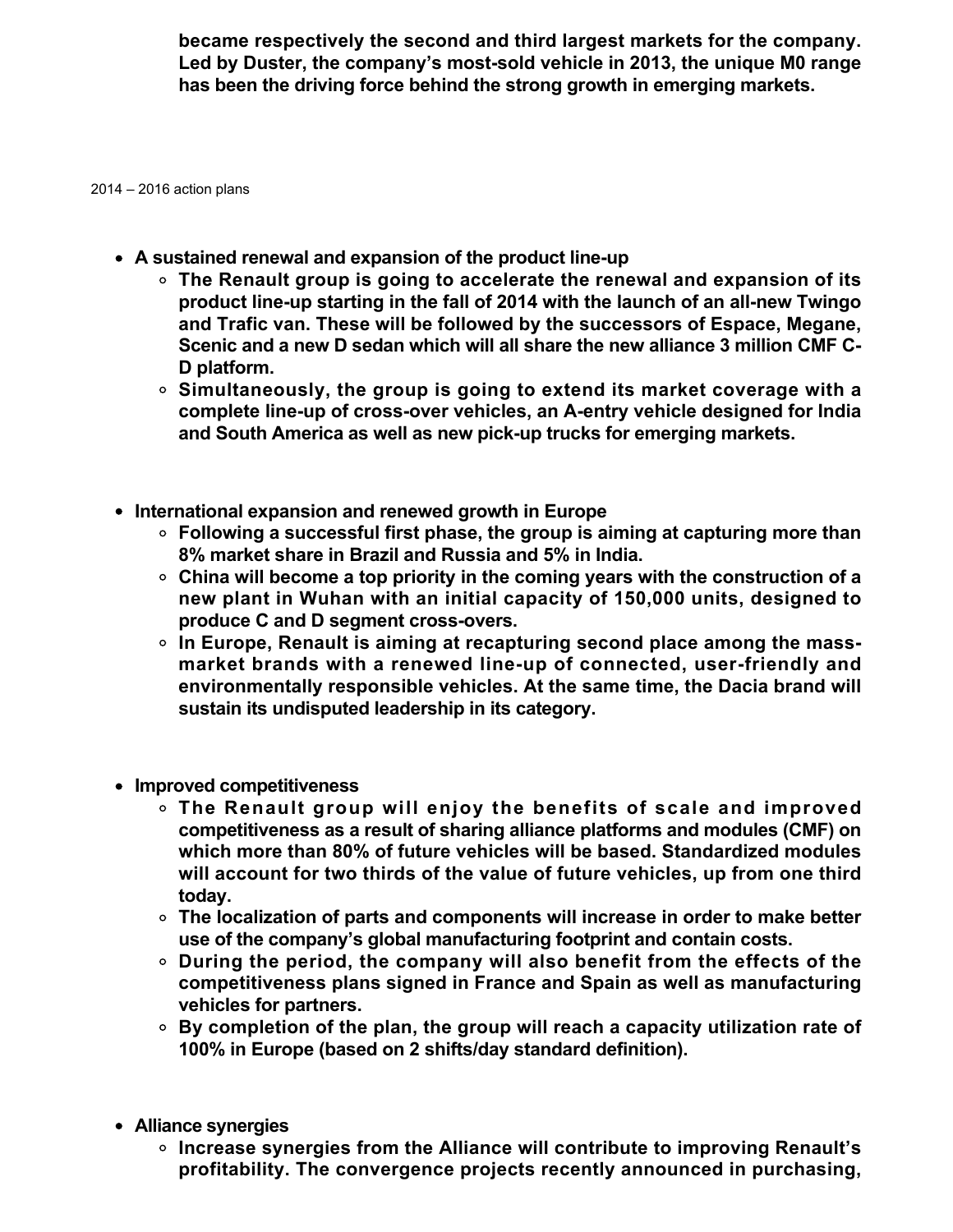**became respectively the second and third largest markets for the company. Led by Duster, the company's most-sold vehicle in 2013, the unique M0 range has been the driving force behind the strong growth in emerging markets.**

2014 – 2016 action plans

- **A sustained renewal and expansion of the product line-up**
  - **The Renault group is going to accelerate the renewal and expansion of its product line-up starting in the fall of 2014 with the launch of an all-new Twingo and Trafic van. These will be followed by the successors of Espace, Megane, Scenic and a new D sedan which will all share the new alliance 3 million CMF C-D platform.**
  - **Simultaneously, the group is going to extend its market coverage with a complete line-up of cross-over vehicles, an A-entry vehicle designed for India and South America as well as new pick-up trucks for emerging markets.**

- **International expansion and renewed growth in Europe**
  - **Following a successful first phase, the group is aiming at capturing more than 8% market share in Brazil and Russia and 5% in India.**
  - **China will become a top priority in the coming years with the construction of a new plant in Wuhan with an initial capacity of 150,000 units, designed to produce C and D segment cross-overs.**
  - **In Europe, Renault is aiming at recapturing second place among the mass-market brands with a renewed line-up of connected, user-friendly and environmentally responsible vehicles. At the same time, the Dacia brand will sustain its undisputed leadership in its category.**

- **Improved competitiveness**
  - **The Renault group will enjoy the benefits of scale and improved competitiveness as a result of sharing alliance platforms and modules (CMF) on which more than 80% of future vehicles will be based. Standardized modules will account for two thirds of the value of future vehicles, up from one third today.**
  - **The localization of parts and components will increase in order to make better use of the company's global manufacturing footprint and contain costs.**
  - **During the period, the company will also benefit from the effects of the competitiveness plans signed in France and Spain as well as manufacturing vehicles for partners.**
  - **By completion of the plan, the group will reach a capacity utilization rate of 100% in Europe (based on 2 shifts/day standard definition).**

- **Alliance synergies**
  - **Increase synergies from the Alliance will contribute to improving Renault's profitability. The convergence projects recently announced in purchasing,**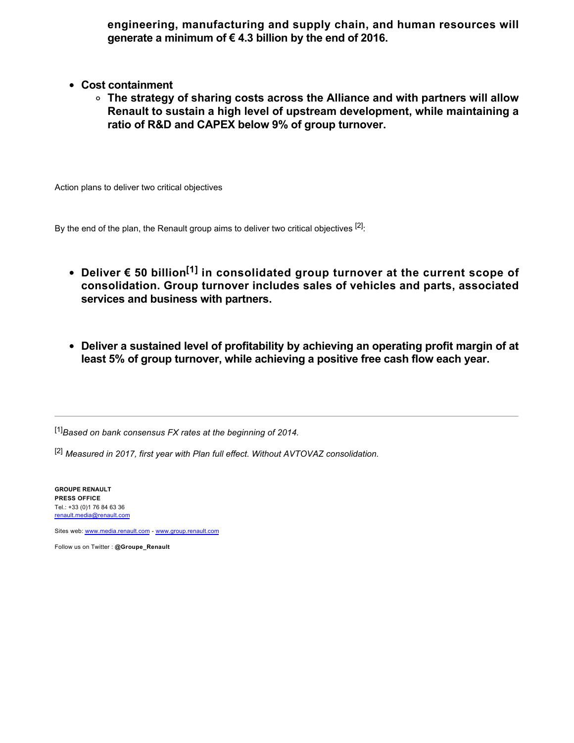**engineering, manufacturing and supply chain, and human resources will generate a minimum of € 4.3 billion by the end of 2016.**

- **Cost containment**
  - **The strategy of sharing costs across the Alliance and with partners will allow Renault to sustain a high level of upstream development, while maintaining a ratio of R&D and CAPEX below 9% of group turnover.**

Action plans to deliver two critical objectives

By the end of the plan, the Renault group aims to deliver two critical objectives [2]:

- **Deliver € 50 billion[1] in consolidated group turnover at the current scope of consolidation. Group turnover includes sales of vehicles and parts, associated services and business with partners.**

- **Deliver a sustained level of profitability by achieving an operating profit margin of at least 5% of group turnover, while achieving a positive free cash flow each year.**

---

[1]*Based on bank consensus FX rates at the beginning of 2014.*

[2] *Measured in 2017, first year with Plan full effect. Without AVTOVAZ consolidation.*

**GROUPE RENAULT**
**PRESS OFFICE**
Tel.: +33 (0)1 76 84 63 36
renault.media@renault.com

Sites web: www.media.renault.com - www.group.renault.com

Follow us on Twitter : **@Groupe_Renault**